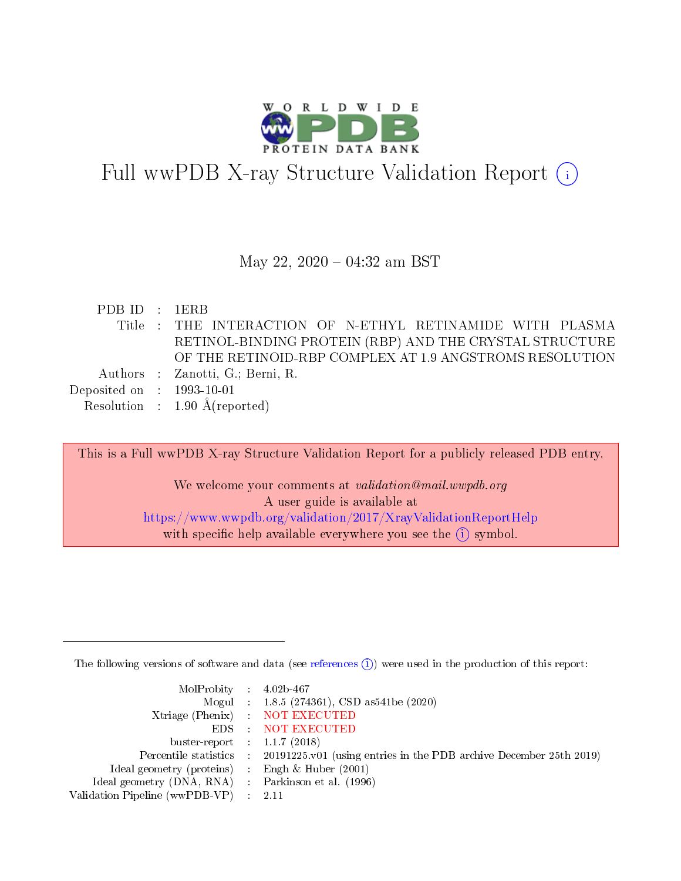# Full wwPDB X-ray Structure Validation Report (i)

May 22, 2020 – 04:32 am BST

| | | |
|---|---|---|
| PDB ID | : | 1ERB |
| Title | : | THE INTERACTION OF N-ETHYL RETINAMIDE WITH PLASMA RETINOL-BINDING PROTEIN (RBP) AND THE CRYSTAL STRUCTURE OF THE RETINOID-RBP COMPLEX AT 1.9 ANGSTROMS RESOLUTION |
| Authors | : | Zanotti, G.; Berni, R. |
| Deposited on | : | 1993-10-01 |
| Resolution | : | 1.90 Å(reported) |

This is a Full wwPDB X-ray Structure Validation Report for a publicly released PDB entry.

We welcome your comments at *validation@mail.wwpdb.org*
A user guide is available at
https://www.wwpdb.org/validation/2017/XrayValidationReportHelp
with specific help available everywhere you see the (i) symbol.

---

The following versions of software and data (see references (i)) were used in the production of this report:

| | | |
|---|---|---|
| MolProbity | : | 4.02b-467 |
| Mogul | : | 1.8.5 (274361), CSD as541be (2020) |
| Xtriage (Phenix) | : | NOT EXECUTED |
| EDS | : | NOT EXECUTED |
| buster-report | : | 1.1.7 (2018) |
| Percentile statistics | : | 20191225.v01 (using entries in the PDB archive December 25th 2019) |
| Ideal geometry (proteins) | : | Engh & Huber (2001) |
| Ideal geometry (DNA, RNA) | : | Parkinson et al. (1996) |
| Validation Pipeline (wwPDB-VP) | : | 2.11 |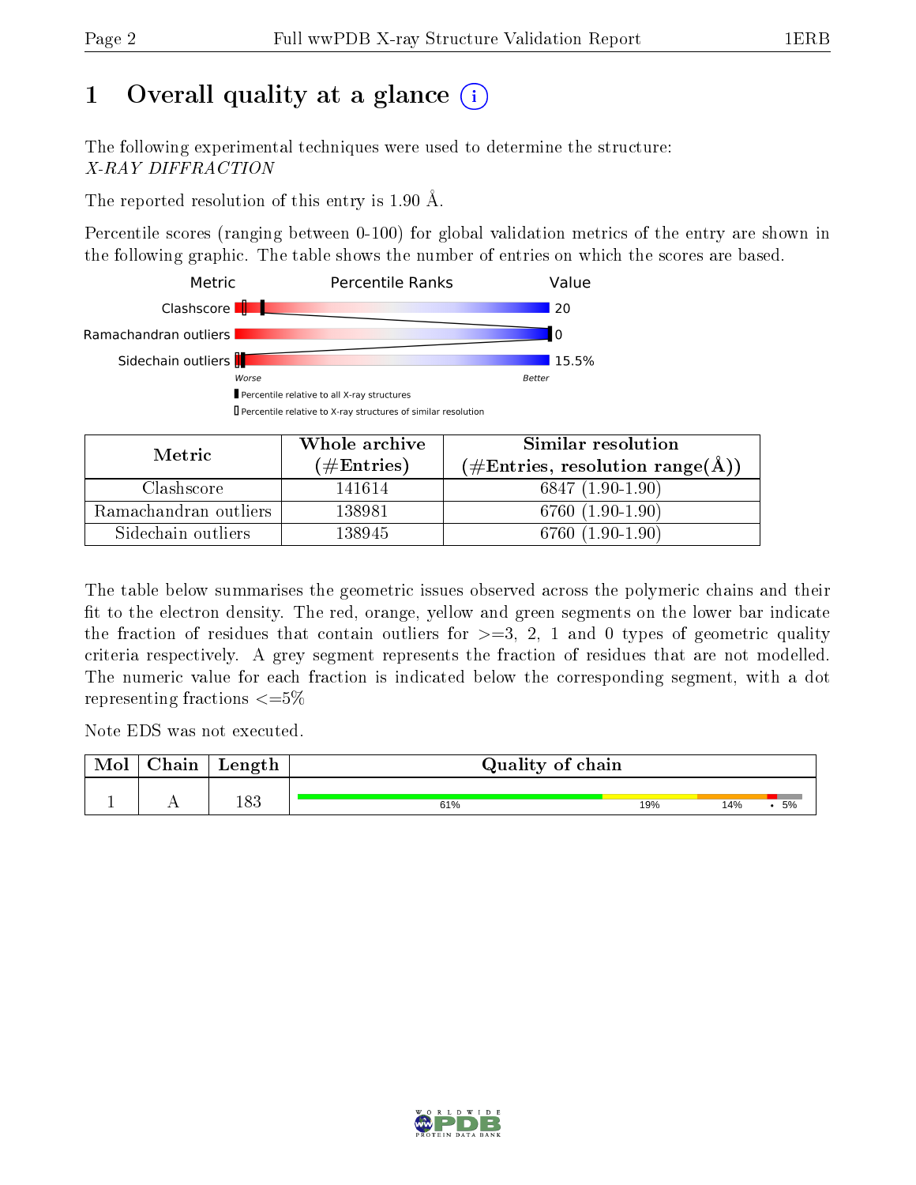# 1 Overall quality at a glance

The following experimental techniques were used to determine the structure:
*X-RAY DIFFRACTION*

The reported resolution of this entry is 1.90 Å.

Percentile scores (ranging between 0-100) for global validation metrics of the entry are shown in the following graphic. The table shows the number of entries on which the scores are based.

| Metric | Value |
|---|---|
| Clashscore | 20 |
| Ramachandran outliers | 0 |
| Sidechain outliers | 15.5% |

Worse — Better

▮ Percentile relative to all X-ray structures
▯ Percentile relative to X-ray structures of similar resolution

| Metric | Whole archive (#Entries) | Similar resolution (#Entries, resolution range(Å)) |
|---|---|---|
| Clashscore | 141614 | 6847 (1.90-1.90) |
| Ramachandran outliers | 138981 | 6760 (1.90-1.90) |
| Sidechain outliers | 138945 | 6760 (1.90-1.90) |

The table below summarises the geometric issues observed across the polymeric chains and their fit to the electron density. The red, orange, yellow and green segments on the lower bar indicate the fraction of residues that contain outliers for >=3, 2, 1 and 0 types of geometric quality criteria respectively. A grey segment represents the fraction of residues that are not modelled. The numeric value for each fraction is indicated below the corresponding segment, with a dot representing fractions <=5%

Note EDS was not executed.

| Mol | Chain | Length | Quality of chain |
|---|---|---|---|
| 1 | A | 183 | 61% · 19% · 14% · • · 5% |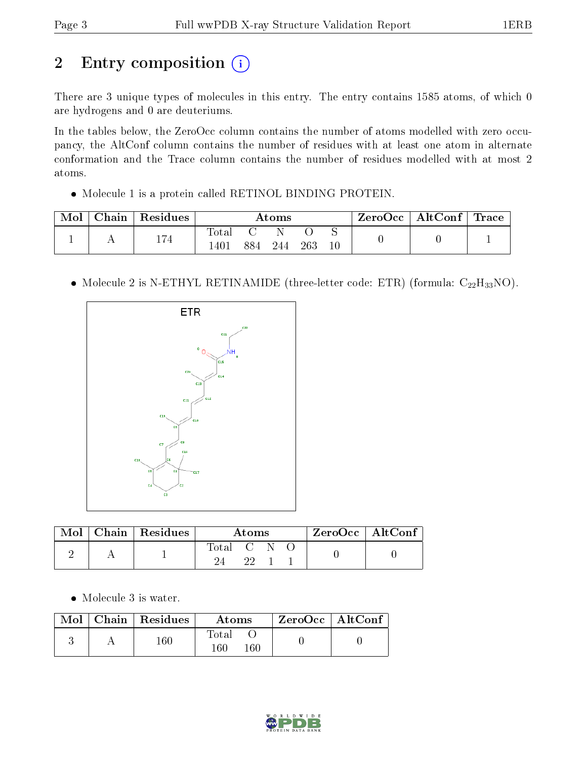# 2 Entry composition

There are 3 unique types of molecules in this entry. The entry contains 1585 atoms, of which 0 are hydrogens and 0 are deuteriums.

In the tables below, the ZeroOcc column contains the number of atoms modelled with zero occupancy, the AltConf column contains the number of residues with at least one atom in alternate conformation and the Trace column contains the number of residues modelled with at most 2 atoms.

- Molecule 1 is a protein called RETINOL BINDING PROTEIN.

| Mol | Chain | Residues | Atoms | | | | | ZeroOcc | AltConf | Trace |
|---|---|---|---|---|---|---|---|---|---|---|
| | | | Total | C | N | O | S | | | |
| 1 | A | 174 | 1401 | 884 | 244 | 263 | 10 | 0 | 0 | 1 |

- Molecule 2 is N-ETHYL RETINAMIDE (three-letter code: ETR) (formula: $C_{22}H_{33}NO$).

| Mol | Chain | Residues | Atoms | | | | ZeroOcc | AltConf |
|---|---|---|---|---|---|---|---|---|
| | | | Total | C | N | O | | |
| 2 | A | 1 | 24 | 22 | 1 | 1 | 0 | 0 |

- Molecule 3 is water.

| Mol | Chain | Residues | Atoms | | ZeroOcc | AltConf |
|---|---|---|---|---|---|---|
| | | | Total | O | | |
| 3 | A | 160 | 160 | 160 | 0 | 0 |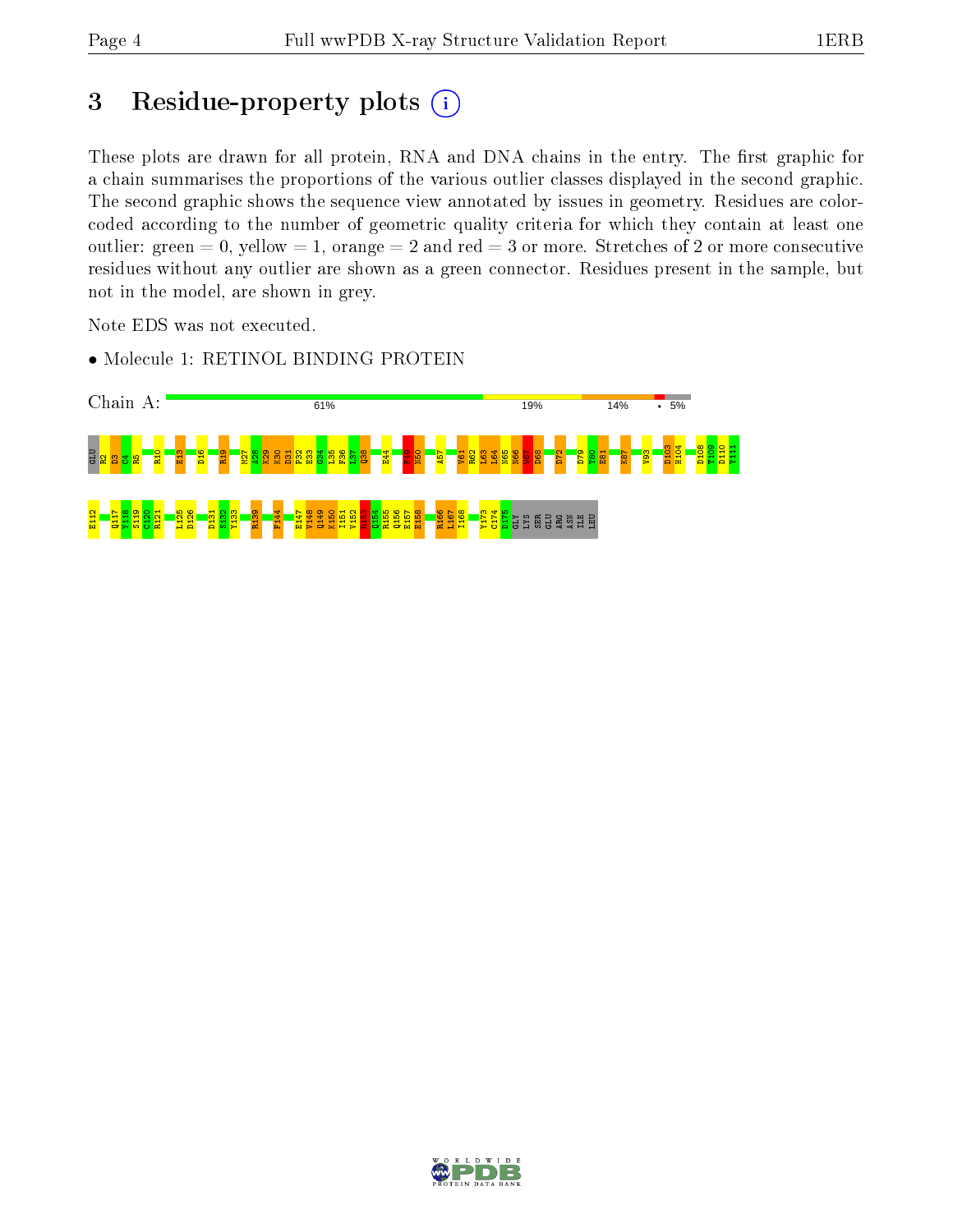# 3 Residue-property plots

These plots are drawn for all protein, RNA and DNA chains in the entry. The first graphic for a chain summarises the proportions of the various outlier classes displayed in the second graphic. The second graphic shows the sequence view annotated by issues in geometry. Residues are color-coded according to the number of geometric quality criteria for which they contain at least one outlier: green = 0, yellow = 1, orange = 2 and red = 3 or more. Stretches of 2 or more consecutive residues without any outlier are shown as a green connector. Residues present in the sample, but not in the model, are shown in grey.

Note EDS was not executed.

- Molecule 1: RETINOL BINDING PROTEIN

Chain A: 61% | 19% | 14% | • | 5%

GLU R2 D3 C4 R5 R10 E13 D16 R19 M27 A28 K29 K30 D31 P32 E33 G34 L35 F36 L37 Q38 E44 E49 N50 A57 V61 R62 L63 L64 N65 N66 W67 D68 D72 D79 T80 E81 K87 V93 D103 H104 D108 T109 D110 Y111 E112 Q117 Y118 S119 C120 R121 L125 D126 D131 S132 Y133 R139 F144 E147 V148 Q149 K150 I151 V152 K153 Q154 R155 Q156 E157 E158 R166 L167 I168 Y173 C174 D175 GLY LYS SER GLU ARG ASN ILE LEU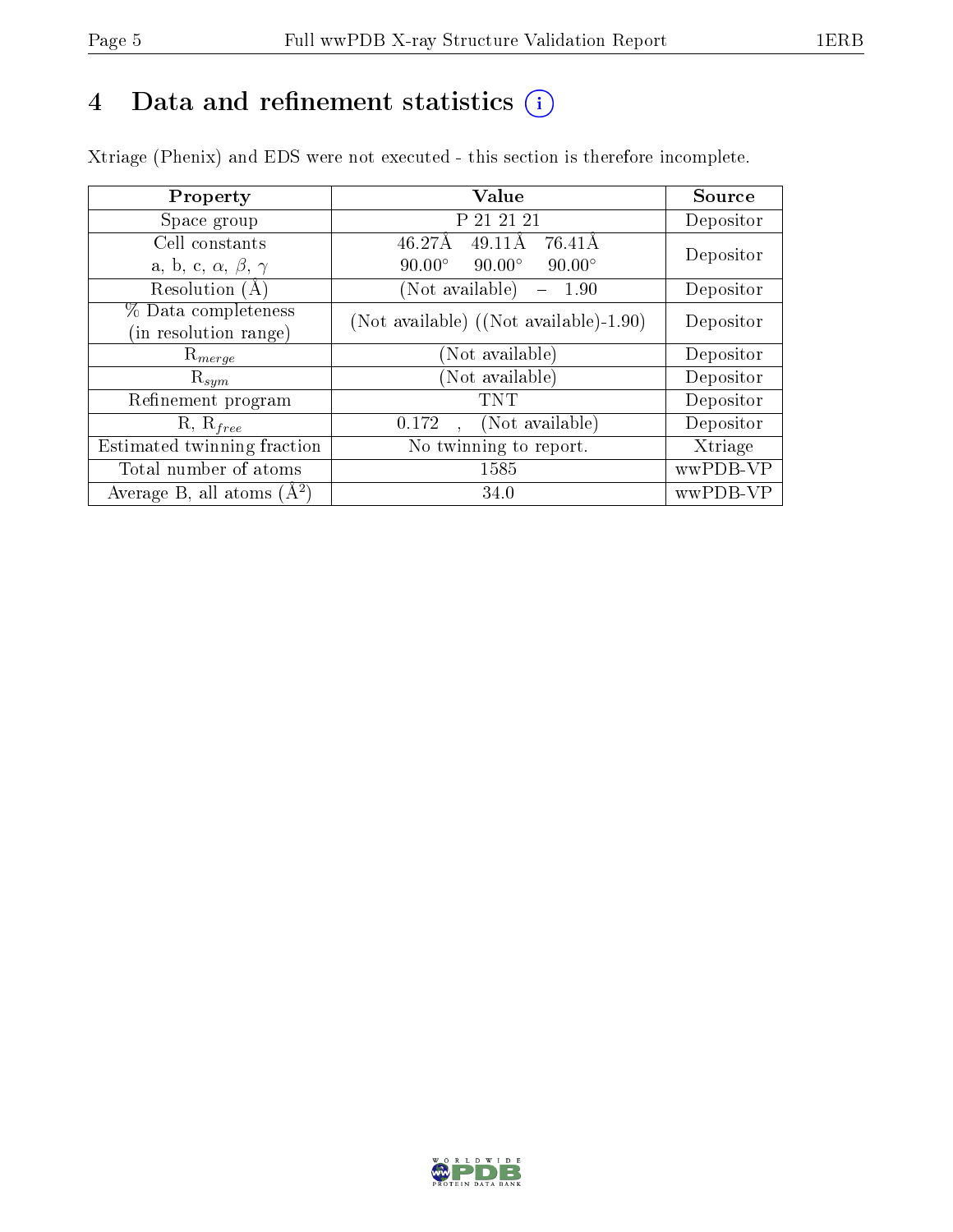# 4 Data and refinement statistics

Xtriage (Phenix) and EDS were not executed - this section is therefore incomplete.

| Property | Value | Source |
|---|---|---|
| Space group | P 21 21 21 | Depositor |
| Cell constants<br>a, b, c, $\alpha$, $\beta$, $\gamma$ | 46.27Å 49.11Å 76.41Å<br>90.00° 90.00° 90.00° | Depositor |
| Resolution (Å) | (Not available) – 1.90 | Depositor |
| % Data completeness<br>(in resolution range) | (Not available) ((Not available)-1.90) | Depositor |
| $R_{merge}$ | (Not available) | Depositor |
| $R_{sym}$ | (Not available) | Depositor |
| Refinement program | TNT | Depositor |
| R, $R_{free}$ | 0.172 , (Not available) | Depositor |
| Estimated twinning fraction | No twinning to report. | Xtriage |
| Total number of atoms | 1585 | wwPDB-VP |
| Average B, all atoms (Å$^2$) | 34.0 | wwPDB-VP |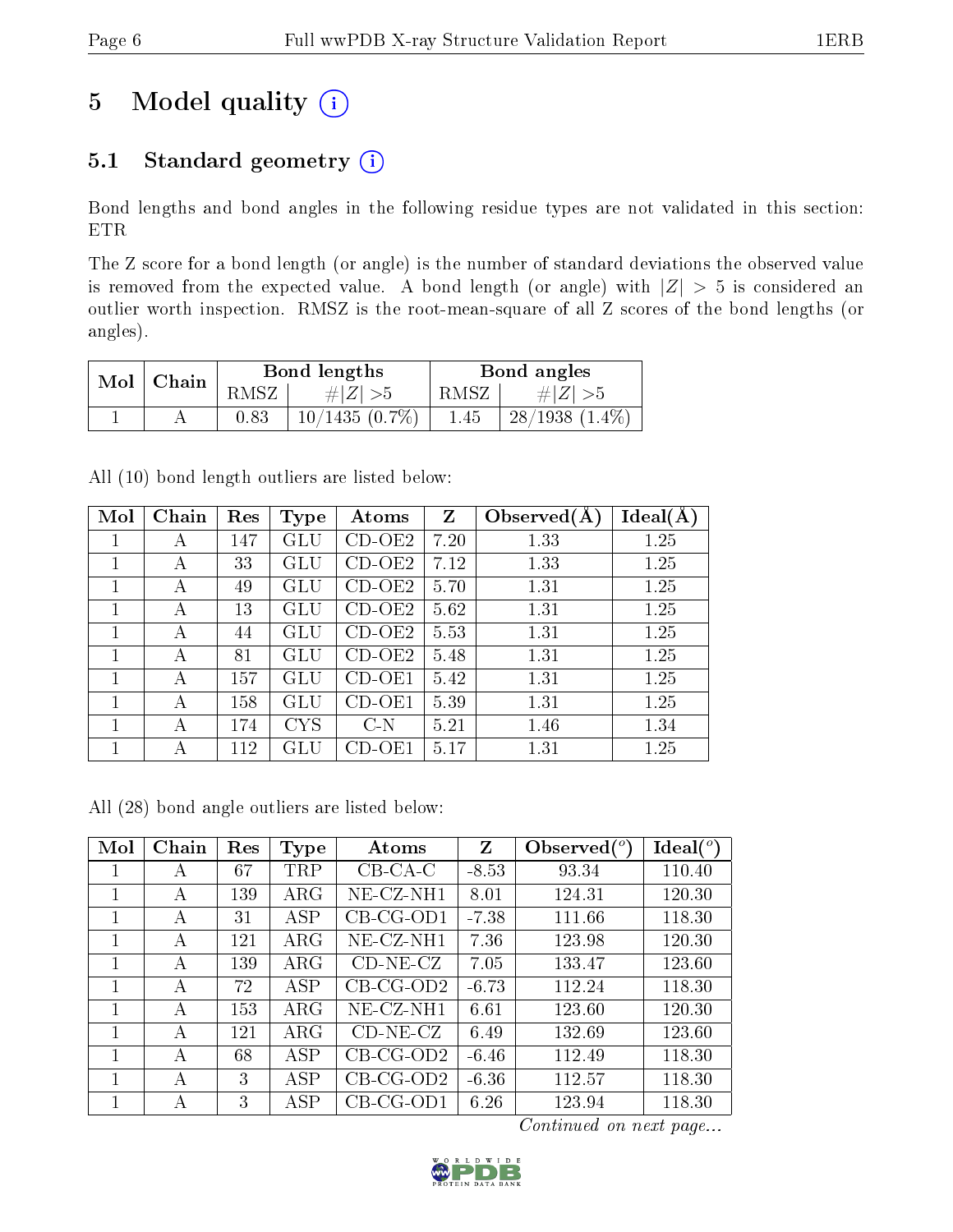# 5 Model quality

## 5.1 Standard geometry

Bond lengths and bond angles in the following residue types are not validated in this section: ETR

The Z score for a bond length (or angle) is the number of standard deviations the observed value is removed from the expected value. A bond length (or angle) with $|Z| > 5$ is considered an outlier worth inspection. RMSZ is the root-mean-square of all Z scores of the bond lengths (or angles).

| Mol | Chain | Bond lengths | | Bond angles | |
|---|---|---|---|---|---|
| | | RMSZ | #$\|Z\|$ >5 | RMSZ | #$\|Z\|$ >5 |
| 1 | A | 0.83 | 10/1435 (0.7%) | 1.45 | 28/1938 (1.4%) |

All (10) bond length outliers are listed below:

| Mol | Chain | Res | Type | Atoms | Z | Observed(Å) | Ideal(Å) |
|---|---|---|---|---|---|---|---|
| 1 | A | 147 | GLU | CD-OE2 | 7.20 | 1.33 | 1.25 |
| 1 | A | 33 | GLU | CD-OE2 | 7.12 | 1.33 | 1.25 |
| 1 | A | 49 | GLU | CD-OE2 | 5.70 | 1.31 | 1.25 |
| 1 | A | 13 | GLU | CD-OE2 | 5.62 | 1.31 | 1.25 |
| 1 | A | 44 | GLU | CD-OE2 | 5.53 | 1.31 | 1.25 |
| 1 | A | 81 | GLU | CD-OE2 | 5.48 | 1.31 | 1.25 |
| 1 | A | 157 | GLU | CD-OE1 | 5.42 | 1.31 | 1.25 |
| 1 | A | 158 | GLU | CD-OE1 | 5.39 | 1.31 | 1.25 |
| 1 | A | 174 | CYS | C-N | 5.21 | 1.46 | 1.34 |
| 1 | A | 112 | GLU | CD-OE1 | 5.17 | 1.31 | 1.25 |

All (28) bond angle outliers are listed below:

| Mol | Chain | Res | Type | Atoms | Z | Observed(°) | Ideal(°) |
|---|---|---|---|---|---|---|---|
| 1 | A | 67 | TRP | CB-CA-C | -8.53 | 93.34 | 110.40 |
| 1 | A | 139 | ARG | NE-CZ-NH1 | 8.01 | 124.31 | 120.30 |
| 1 | A | 31 | ASP | CB-CG-OD1 | -7.38 | 111.66 | 118.30 |
| 1 | A | 121 | ARG | NE-CZ-NH1 | 7.36 | 123.98 | 120.30 |
| 1 | A | 139 | ARG | CD-NE-CZ | 7.05 | 133.47 | 123.60 |
| 1 | A | 72 | ASP | CB-CG-OD2 | -6.73 | 112.24 | 118.30 |
| 1 | A | 153 | ARG | NE-CZ-NH1 | 6.61 | 123.60 | 120.30 |
| 1 | A | 121 | ARG | CD-NE-CZ | 6.49 | 132.69 | 123.60 |
| 1 | A | 68 | ASP | CB-CG-OD2 | -6.46 | 112.49 | 118.30 |
| 1 | A | 3 | ASP | CB-CG-OD2 | -6.36 | 112.57 | 118.30 |
| 1 | A | 3 | ASP | CB-CG-OD1 | 6.26 | 123.94 | 118.30 |

*Continued on next page...*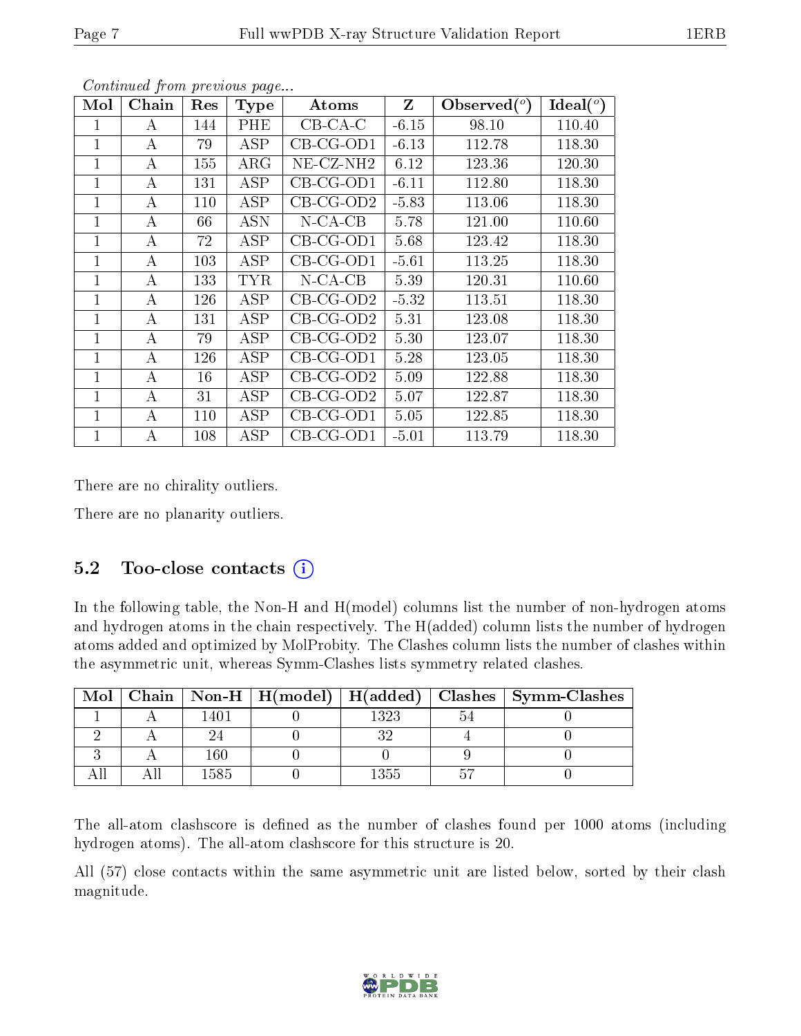*Continued from previous page...*

| Mol | Chain | Res | Type | Atoms | Z | Observed(°) | Ideal(°) |
|---|---|---|---|---|---|---|---|
| 1 | A | 144 | PHE | CB-CA-C | -6.15 | 98.10 | 110.40 |
| 1 | A | 79 | ASP | CB-CG-OD1 | -6.13 | 112.78 | 118.30 |
| 1 | A | 155 | ARG | NE-CZ-NH2 | 6.12 | 123.36 | 120.30 |
| 1 | A | 131 | ASP | CB-CG-OD1 | -6.11 | 112.80 | 118.30 |
| 1 | A | 110 | ASP | CB-CG-OD2 | -5.83 | 113.06 | 118.30 |
| 1 | A | 66 | ASN | N-CA-CB | 5.78 | 121.00 | 110.60 |
| 1 | A | 72 | ASP | CB-CG-OD1 | 5.68 | 123.42 | 118.30 |
| 1 | A | 103 | ASP | CB-CG-OD1 | -5.61 | 113.25 | 118.30 |
| 1 | A | 133 | TYR | N-CA-CB | 5.39 | 120.31 | 110.60 |
| 1 | A | 126 | ASP | CB-CG-OD2 | -5.32 | 113.51 | 118.30 |
| 1 | A | 131 | ASP | CB-CG-OD2 | 5.31 | 123.08 | 118.30 |
| 1 | A | 79 | ASP | CB-CG-OD2 | 5.30 | 123.07 | 118.30 |
| 1 | A | 126 | ASP | CB-CG-OD1 | 5.28 | 123.05 | 118.30 |
| 1 | A | 16 | ASP | CB-CG-OD2 | 5.09 | 122.88 | 118.30 |
| 1 | A | 31 | ASP | CB-CG-OD2 | 5.07 | 122.87 | 118.30 |
| 1 | A | 110 | ASP | CB-CG-OD1 | 5.05 | 122.85 | 118.30 |
| 1 | A | 108 | ASP | CB-CG-OD1 | -5.01 | 113.79 | 118.30 |

There are no chirality outliers.

There are no planarity outliers.

### 5.2 Too-close contacts

In the following table, the Non-H and H(model) columns list the number of non-hydrogen atoms and hydrogen atoms in the chain respectively. The H(added) column lists the number of hydrogen atoms added and optimized by MolProbity. The Clashes column lists the number of clashes within the asymmetric unit, whereas Symm-Clashes lists symmetry related clashes.

| Mol | Chain | Non-H | H(model) | H(added) | Clashes | Symm-Clashes |
|---|---|---|---|---|---|---|
| 1 | A | 1401 | 0 | 1323 | 54 | 0 |
| 2 | A | 24 | 0 | 32 | 4 | 0 |
| 3 | A | 160 | 0 | 0 | 9 | 0 |
| All | All | 1585 | 0 | 1355 | 57 | 0 |

The all-atom clashscore is defined as the number of clashes found per 1000 atoms (including hydrogen atoms). The all-atom clashscore for this structure is 20.

All (57) close contacts within the same asymmetric unit are listed below, sorted by their clash magnitude.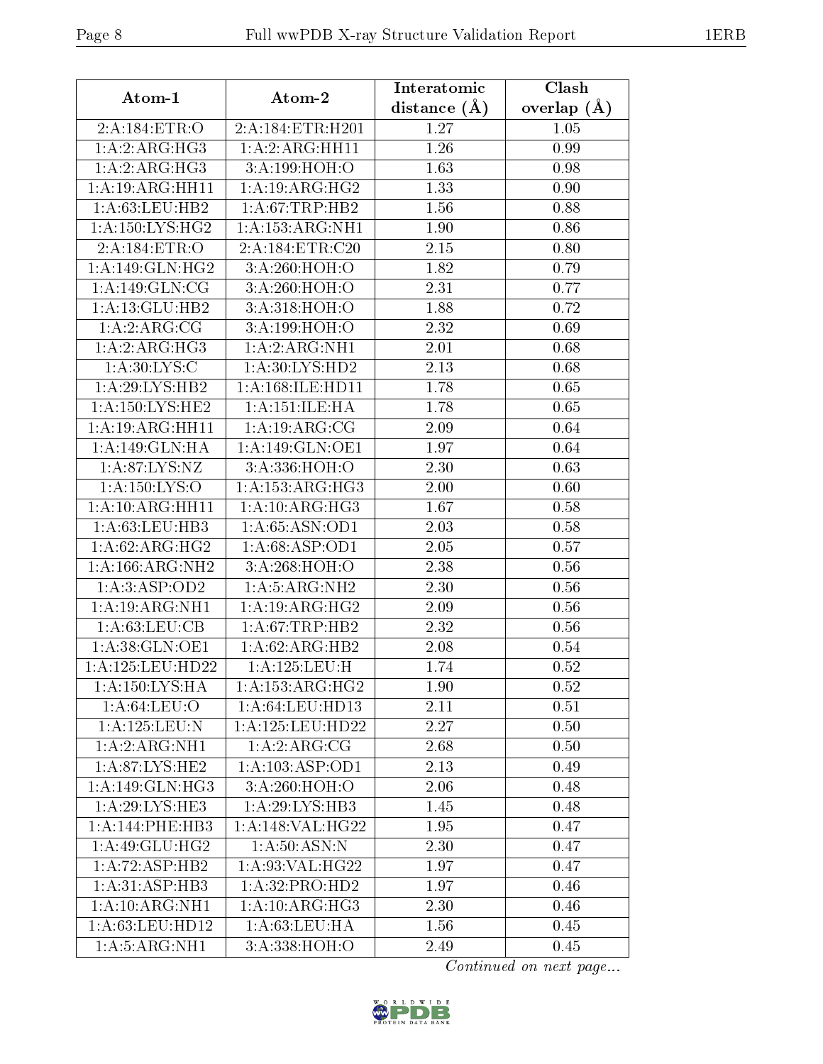| Atom-1 | Atom-2 | Interatomic distance (Å) | Clash overlap (Å) |
|---|---|---|---|
| 2:A:184:ETR:O | 2:A:184:ETR:H201 | 1.27 | 1.05 |
| 1:A:2:ARG:HG3 | 1:A:2:ARG:HH11 | 1.26 | 0.99 |
| 1:A:2:ARG:HG3 | 3:A:199:HOH:O | 1.63 | 0.98 |
| 1:A:19:ARG:HH11 | 1:A:19:ARG:HG2 | 1.33 | 0.90 |
| 1:A:63:LEU:HB2 | 1:A:67:TRP:HB2 | 1.56 | 0.88 |
| 1:A:150:LYS:HG2 | 1:A:153:ARG:NH1 | 1.90 | 0.86 |
| 2:A:184:ETR:O | 2:A:184:ETR:C20 | 2.15 | 0.80 |
| 1:A:149:GLN:HG2 | 3:A:260:HOH:O | 1.82 | 0.79 |
| 1:A:149:GLN:CG | 3:A:260:HOH:O | 2.31 | 0.77 |
| 1:A:13:GLU:HB2 | 3:A:318:HOH:O | 1.88 | 0.72 |
| 1:A:2:ARG:CG | 3:A:199:HOH:O | 2.32 | 0.69 |
| 1:A:2:ARG:HG3 | 1:A:2:ARG:NH1 | 2.01 | 0.68 |
| 1:A:30:LYS:C | 1:A:30:LYS:HD2 | 2.13 | 0.68 |
| 1:A:29:LYS:HB2 | 1:A:168:ILE:HD11 | 1.78 | 0.65 |
| 1:A:150:LYS:HE2 | 1:A:151:ILE:HA | 1.78 | 0.65 |
| 1:A:19:ARG:HH11 | 1:A:19:ARG:CG | 2.09 | 0.64 |
| 1:A:149:GLN:HA | 1:A:149:GLN:OE1 | 1.97 | 0.64 |
| 1:A:87:LYS:NZ | 3:A:336:HOH:O | 2.30 | 0.63 |
| 1:A:150:LYS:O | 1:A:153:ARG:HG3 | 2.00 | 0.60 |
| 1:A:10:ARG:HH11 | 1:A:10:ARG:HG3 | 1.67 | 0.58 |
| 1:A:63:LEU:HB3 | 1:A:65:ASN:OD1 | 2.03 | 0.58 |
| 1:A:62:ARG:HG2 | 1:A:68:ASP:OD1 | 2.05 | 0.57 |
| 1:A:166:ARG:NH2 | 3:A:268:HOH:O | 2.38 | 0.56 |
| 1:A:3:ASP:OD2 | 1:A:5:ARG:NH2 | 2.30 | 0.56 |
| 1:A:19:ARG:NH1 | 1:A:19:ARG:HG2 | 2.09 | 0.56 |
| 1:A:63:LEU:CB | 1:A:67:TRP:HB2 | 2.32 | 0.56 |
| 1:A:38:GLN:OE1 | 1:A:62:ARG:HB2 | 2.08 | 0.54 |
| 1:A:125:LEU:HD22 | 1:A:125:LEU:H | 1.74 | 0.52 |
| 1:A:150:LYS:HA | 1:A:153:ARG:HG2 | 1.90 | 0.52 |
| 1:A:64:LEU:O | 1:A:64:LEU:HD13 | 2.11 | 0.51 |
| 1:A:125:LEU:N | 1:A:125:LEU:HD22 | 2.27 | 0.50 |
| 1:A:2:ARG:NH1 | 1:A:2:ARG:CG | 2.68 | 0.50 |
| 1:A:87:LYS:HE2 | 1:A:103:ASP:OD1 | 2.13 | 0.49 |
| 1:A:149:GLN:HG3 | 3:A:260:HOH:O | 2.06 | 0.48 |
| 1:A:29:LYS:HE3 | 1:A:29:LYS:HB3 | 1.45 | 0.48 |
| 1:A:144:PHE:HB3 | 1:A:148:VAL:HG22 | 1.95 | 0.47 |
| 1:A:49:GLU:HG2 | 1:A:50:ASN:N | 2.30 | 0.47 |
| 1:A:72:ASP:HB2 | 1:A:93:VAL:HG22 | 1.97 | 0.47 |
| 1:A:31:ASP:HB3 | 1:A:32:PRO:HD2 | 1.97 | 0.46 |
| 1:A:10:ARG:NH1 | 1:A:10:ARG:HG3 | 2.30 | 0.46 |
| 1:A:63:LEU:HD12 | 1:A:63:LEU:HA | 1.56 | 0.45 |
| 1:A:5:ARG:NH1 | 3:A:338:HOH:O | 2.49 | 0.45 |

*Continued on next page...*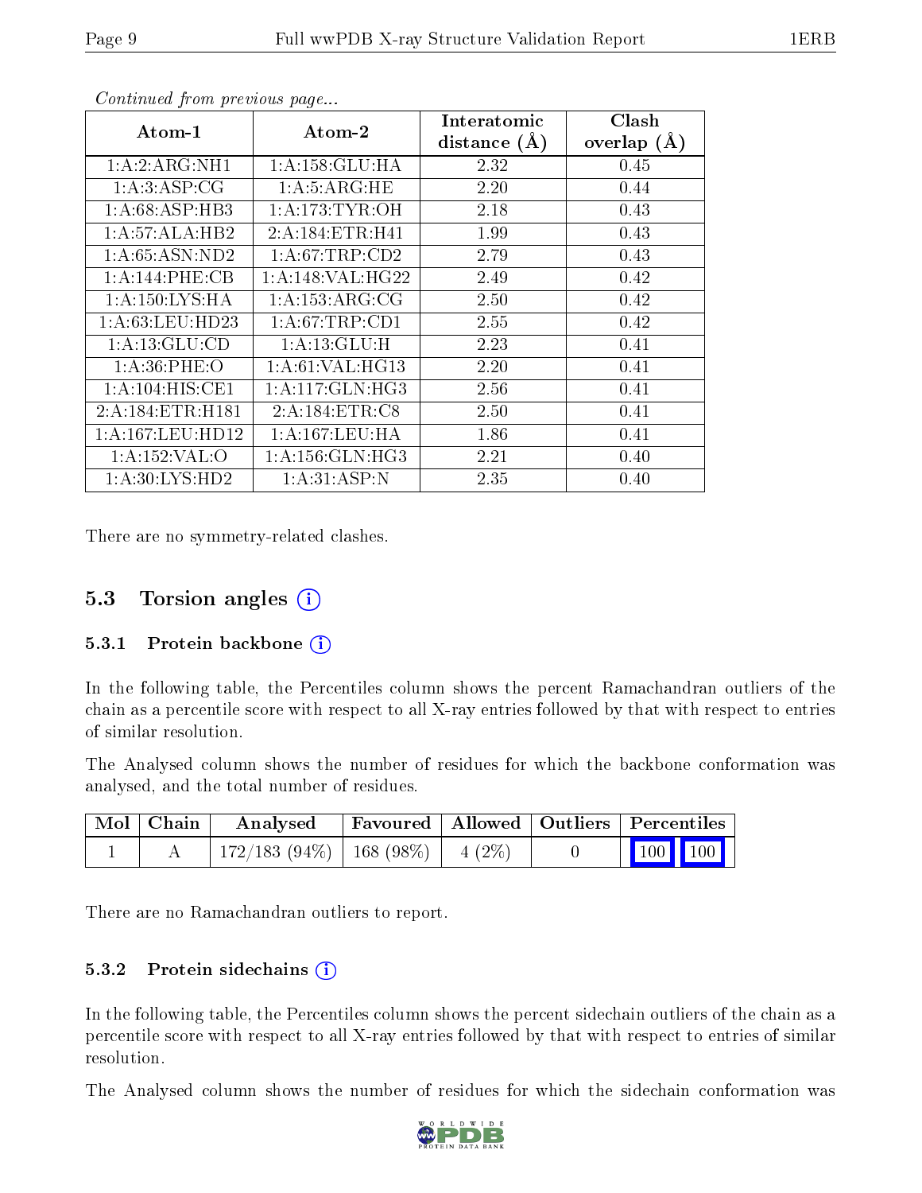*Continued from previous page...*

| Atom-1 | Atom-2 | Interatomic distance (Å) | Clash overlap (Å) |
|---|---|---|---|
| 1:A:2:ARG:NH1 | 1:A:158:GLU:HA | 2.32 | 0.45 |
| 1:A:3:ASP:CG | 1:A:5:ARG:HE | 2.20 | 0.44 |
| 1:A:68:ASP:HB3 | 1:A:173:TYR:OH | 2.18 | 0.43 |
| 1:A:57:ALA:HB2 | 2:A:184:ETR:H41 | 1.99 | 0.43 |
| 1:A:65:ASN:ND2 | 1:A:67:TRP:CD2 | 2.79 | 0.43 |
| 1:A:144:PHE:CB | 1:A:148:VAL:HG22 | 2.49 | 0.42 |
| 1:A:150:LYS:HA | 1:A:153:ARG:CG | 2.50 | 0.42 |
| 1:A:63:LEU:HD23 | 1:A:67:TRP:CD1 | 2.55 | 0.42 |
| 1:A:13:GLU:CD | 1:A:13:GLU:H | 2.23 | 0.41 |
| 1:A:36:PHE:O | 1:A:61:VAL:HG13 | 2.20 | 0.41 |
| 1:A:104:HIS:CE1 | 1:A:117:GLN:HG3 | 2.56 | 0.41 |
| 2:A:184:ETR:H181 | 2:A:184:ETR:C8 | 2.50 | 0.41 |
| 1:A:167:LEU:HD12 | 1:A:167:LEU:HA | 1.86 | 0.41 |
| 1:A:152:VAL:O | 1:A:156:GLN:HG3 | 2.21 | 0.40 |
| 1:A:30:LYS:HD2 | 1:A:31:ASP:N | 2.35 | 0.40 |

There are no symmetry-related clashes.

## 5.3 Torsion angles

### 5.3.1 Protein backbone

In the following table, the Percentiles column shows the percent Ramachandran outliers of the chain as a percentile score with respect to all X-ray entries followed by that with respect to entries of similar resolution.

The Analysed column shows the number of residues for which the backbone conformation was analysed, and the total number of residues.

| Mol | Chain | Analysed | Favoured | Allowed | Outliers | Percentiles | |
|---|---|---|---|---|---|---|---|
| 1 | A | 172/183 (94%) | 168 (98%) | 4 (2%) | 0 | 100 | 100 |

There are no Ramachandran outliers to report.

### 5.3.2 Protein sidechains

In the following table, the Percentiles column shows the percent sidechain outliers of the chain as a percentile score with respect to all X-ray entries followed by that with respect to entries of similar resolution.

The Analysed column shows the number of residues for which the sidechain conformation was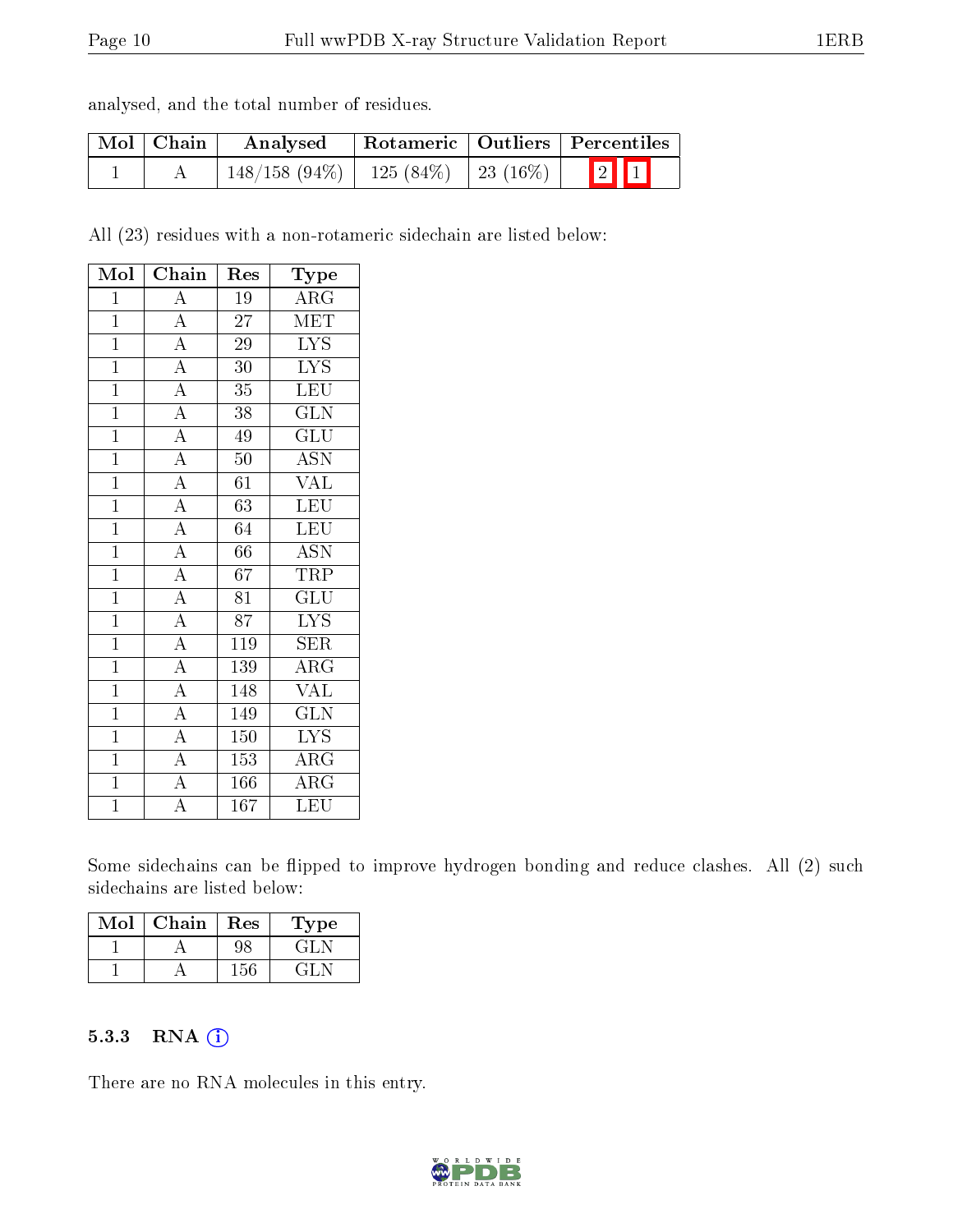analysed, and the total number of residues.

| Mol | Chain | Analysed | Rotameric | Outliers | Percentiles |
|---|---|---|---|---|---|
| 1 | A | 148/158 (94%) | 125 (84%) | 23 (16%) | 2 1 |

All (23) residues with a non-rotameric sidechain are listed below:

| Mol | Chain | Res | Type |
|---|---|---|---|
| 1 | A | 19 | ARG |
| 1 | A | 27 | MET |
| 1 | A | 29 | LYS |
| 1 | A | 30 | LYS |
| 1 | A | 35 | LEU |
| 1 | A | 38 | GLN |
| 1 | A | 49 | GLU |
| 1 | A | 50 | ASN |
| 1 | A | 61 | VAL |
| 1 | A | 63 | LEU |
| 1 | A | 64 | LEU |
| 1 | A | 66 | ASN |
| 1 | A | 67 | TRP |
| 1 | A | 81 | GLU |
| 1 | A | 87 | LYS |
| 1 | A | 119 | SER |
| 1 | A | 139 | ARG |
| 1 | A | 148 | VAL |
| 1 | A | 149 | GLN |
| 1 | A | 150 | LYS |
| 1 | A | 153 | ARG |
| 1 | A | 166 | ARG |
| 1 | A | 167 | LEU |

Some sidechains can be flipped to improve hydrogen bonding and reduce clashes. All (2) such sidechains are listed below:

| Mol | Chain | Res | Type |
|---|---|---|---|
| 1 | A | 98 | GLN |
| 1 | A | 156 | GLN |

### 5.3.3 RNA

There are no RNA molecules in this entry.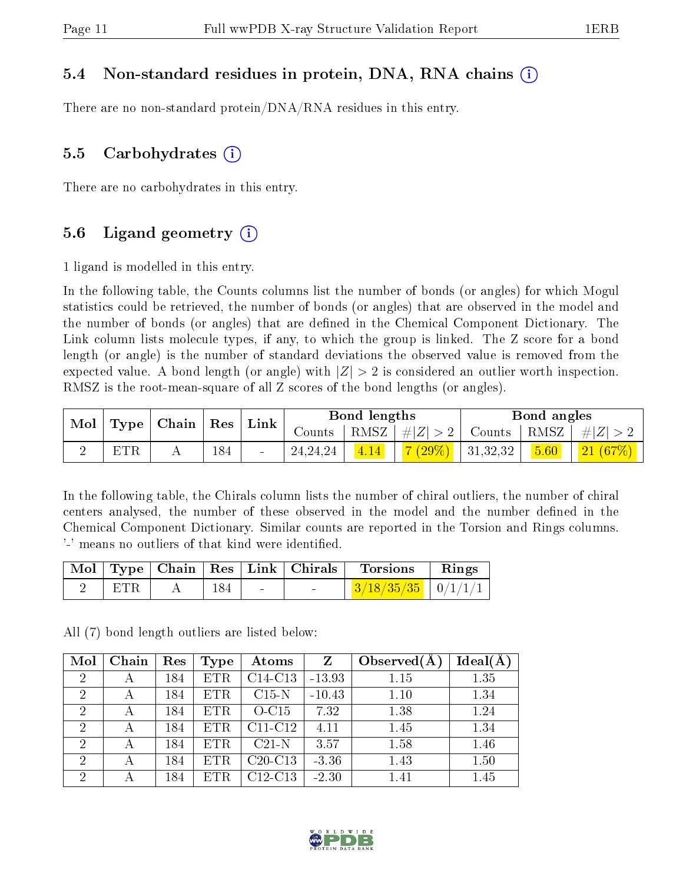### 5.4 Non-standard residues in protein, DNA, RNA chains (i)

There are no non-standard protein/DNA/RNA residues in this entry.

### 5.5 Carbohydrates (i)

There are no carbohydrates in this entry.

### 5.6 Ligand geometry (i)

1 ligand is modelled in this entry.

In the following table, the Counts columns list the number of bonds (or angles) for which Mogul statistics could be retrieved, the number of bonds (or angles) that are observed in the model and the number of bonds (or angles) that are defined in the Chemical Component Dictionary. The Link column lists molecule types, if any, to which the group is linked. The Z score for a bond length (or angle) is the number of standard deviations the observed value is removed from the expected value. A bond length (or angle) with $|Z| > 2$ is considered an outlier worth inspection. RMSZ is the root-mean-square of all Z scores of the bond lengths (or angles).

| Mol | Type | Chain | Res | Link | Bond lengths | | | Bond angles | | |
|---|---|---|---|---|---|---|---|---|---|---|
| | | | | | Counts | RMSZ | $\#\|Z\| > 2$ | Counts | RMSZ | $\#\|Z\| > 2$ |
| 2 | ETR | A | 184 | - | 24,24,24 | 4.14 | 7 (29%) | 31,32,32 | 5.60 | 21 (67%) |

In the following table, the Chirals column lists the number of chiral outliers, the number of chiral centers analysed, the number of these observed in the model and the number defined in the Chemical Component Dictionary. Similar counts are reported in the Torsion and Rings columns. '-' means no outliers of that kind were identified.

| Mol | Type | Chain | Res | Link | Chirals | Torsions | Rings |
|---|---|---|---|---|---|---|---|
| 2 | ETR | A | 184 | - | - | 3/18/35/35 | 0/1/1/1 |

All (7) bond length outliers are listed below:

| Mol | Chain | Res | Type | Atoms | Z | Observed(Å) | Ideal(Å) |
|---|---|---|---|---|---|---|---|
| 2 | A | 184 | ETR | C14-C13 | -13.93 | 1.15 | 1.35 |
| 2 | A | 184 | ETR | C15-N | -10.43 | 1.10 | 1.34 |
| 2 | A | 184 | ETR | O-C15 | 7.32 | 1.38 | 1.24 |
| 2 | A | 184 | ETR | C11-C12 | 4.11 | 1.45 | 1.34 |
| 2 | A | 184 | ETR | C21-N | 3.57 | 1.58 | 1.46 |
| 2 | A | 184 | ETR | C20-C13 | -3.36 | 1.43 | 1.50 |
| 2 | A | 184 | ETR | C12-C13 | -2.30 | 1.41 | 1.45 |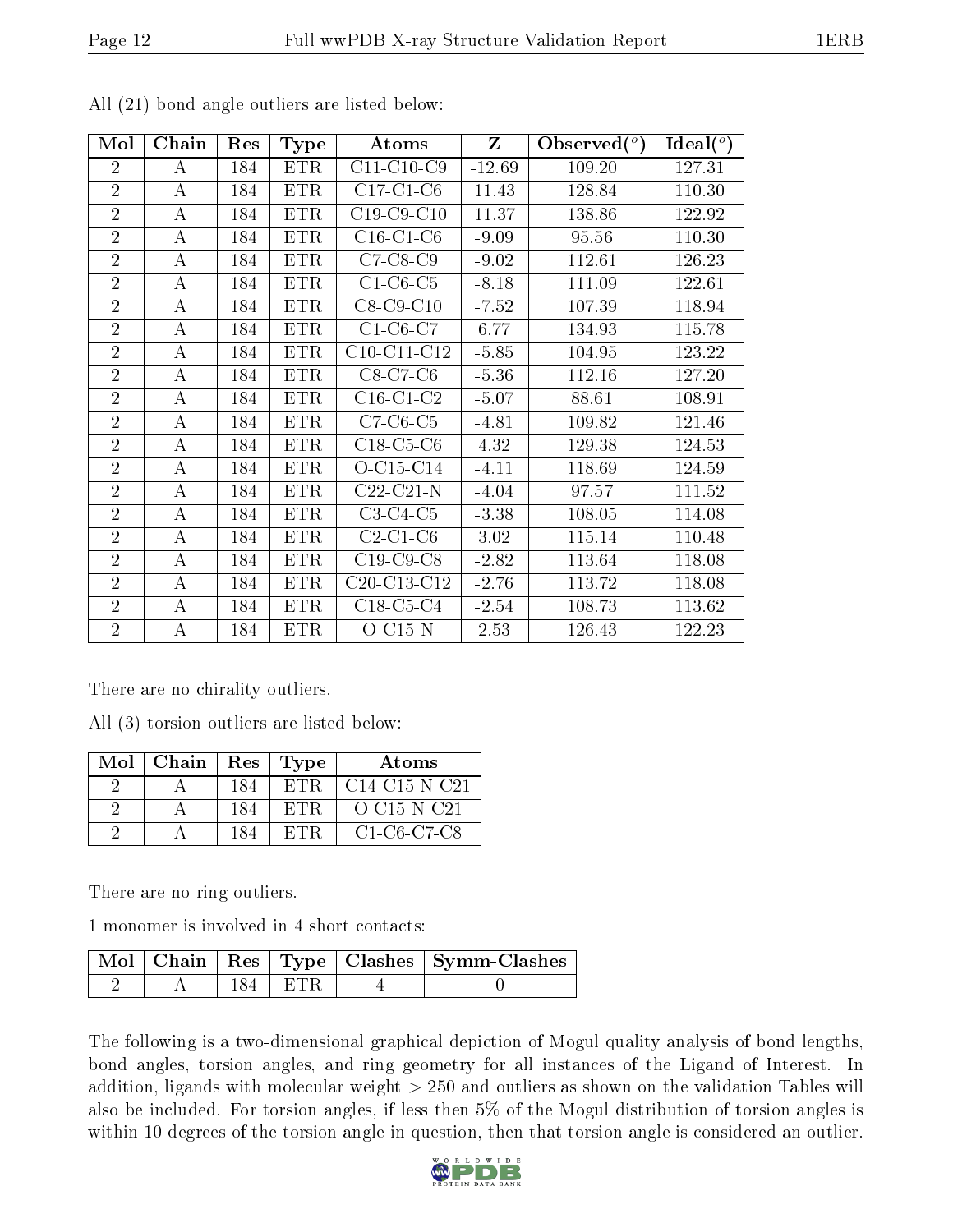All (21) bond angle outliers are listed below:

| Mol | Chain | Res | Type | Atoms | Z | Observed(°) | Ideal(°) |
|---|---|---|---|---|---|---|---|
| 2 | A | 184 | ETR | C11-C10-C9 | -12.69 | 109.20 | 127.31 |
| 2 | A | 184 | ETR | C17-C1-C6 | 11.43 | 128.84 | 110.30 |
| 2 | A | 184 | ETR | C19-C9-C10 | 11.37 | 138.86 | 122.92 |
| 2 | A | 184 | ETR | C16-C1-C6 | -9.09 | 95.56 | 110.30 |
| 2 | A | 184 | ETR | C7-C8-C9 | -9.02 | 112.61 | 126.23 |
| 2 | A | 184 | ETR | C1-C6-C5 | -8.18 | 111.09 | 122.61 |
| 2 | A | 184 | ETR | C8-C9-C10 | -7.52 | 107.39 | 118.94 |
| 2 | A | 184 | ETR | C1-C6-C7 | 6.77 | 134.93 | 115.78 |
| 2 | A | 184 | ETR | C10-C11-C12 | -5.85 | 104.95 | 123.22 |
| 2 | A | 184 | ETR | C8-C7-C6 | -5.36 | 112.16 | 127.20 |
| 2 | A | 184 | ETR | C16-C1-C2 | -5.07 | 88.61 | 108.91 |
| 2 | A | 184 | ETR | C7-C6-C5 | -4.81 | 109.82 | 121.46 |
| 2 | A | 184 | ETR | C18-C5-C6 | 4.32 | 129.38 | 124.53 |
| 2 | A | 184 | ETR | O-C15-C14 | -4.11 | 118.69 | 124.59 |
| 2 | A | 184 | ETR | C22-C21-N | -4.04 | 97.57 | 111.52 |
| 2 | A | 184 | ETR | C3-C4-C5 | -3.38 | 108.05 | 114.08 |
| 2 | A | 184 | ETR | C2-C1-C6 | 3.02 | 115.14 | 110.48 |
| 2 | A | 184 | ETR | C19-C9-C8 | -2.82 | 113.64 | 118.08 |
| 2 | A | 184 | ETR | C20-C13-C12 | -2.76 | 113.72 | 118.08 |
| 2 | A | 184 | ETR | C18-C5-C4 | -2.54 | 108.73 | 113.62 |
| 2 | A | 184 | ETR | O-C15-N | 2.53 | 126.43 | 122.23 |

There are no chirality outliers.

All (3) torsion outliers are listed below:

| Mol | Chain | Res | Type | Atoms |
|---|---|---|---|---|
| 2 | A | 184 | ETR | C14-C15-N-C21 |
| 2 | A | 184 | ETR | O-C15-N-C21 |
| 2 | A | 184 | ETR | C1-C6-C7-C8 |

There are no ring outliers.

1 monomer is involved in 4 short contacts:

| Mol | Chain | Res | Type | Clashes | Symm-Clashes |
|---|---|---|---|---|---|
| 2 | A | 184 | ETR | 4 | 0 |

The following is a two-dimensional graphical depiction of Mogul quality analysis of bond lengths, bond angles, torsion angles, and ring geometry for all instances of the Ligand of Interest. In addition, ligands with molecular weight > 250 and outliers as shown on the validation Tables will also be included. For torsion angles, if less then 5% of the Mogul distribution of torsion angles is within 10 degrees of the torsion angle in question, then that torsion angle is considered an outlier.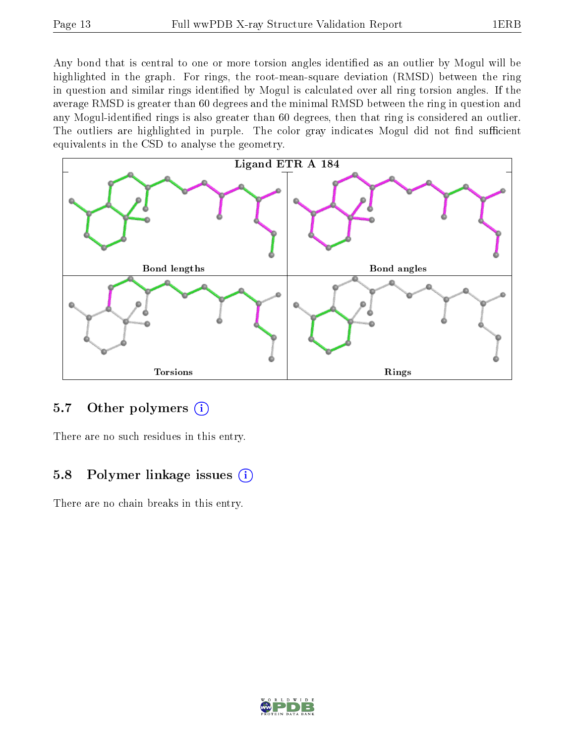Any bond that is central to one or more torsion angles identified as an outlier by Mogul will be highlighted in the graph. For rings, the root-mean-square deviation (RMSD) between the ring in question and similar rings identified by Mogul is calculated over all ring torsion angles. If the average RMSD is greater than 60 degrees and the minimal RMSD between the ring in question and any Mogul-identified rings is also greater than 60 degrees, then that ring is considered an outlier. The outliers are highlighted in purple. The color gray indicates Mogul did not find sufficient equivalents in the CSD to analyse the geometry.

Ligand ETR A 184

Bond lengths

Bond angles

Torsions

Rings

## 5.7 Other polymers

There are no such residues in this entry.

## 5.8 Polymer linkage issues

There are no chain breaks in this entry.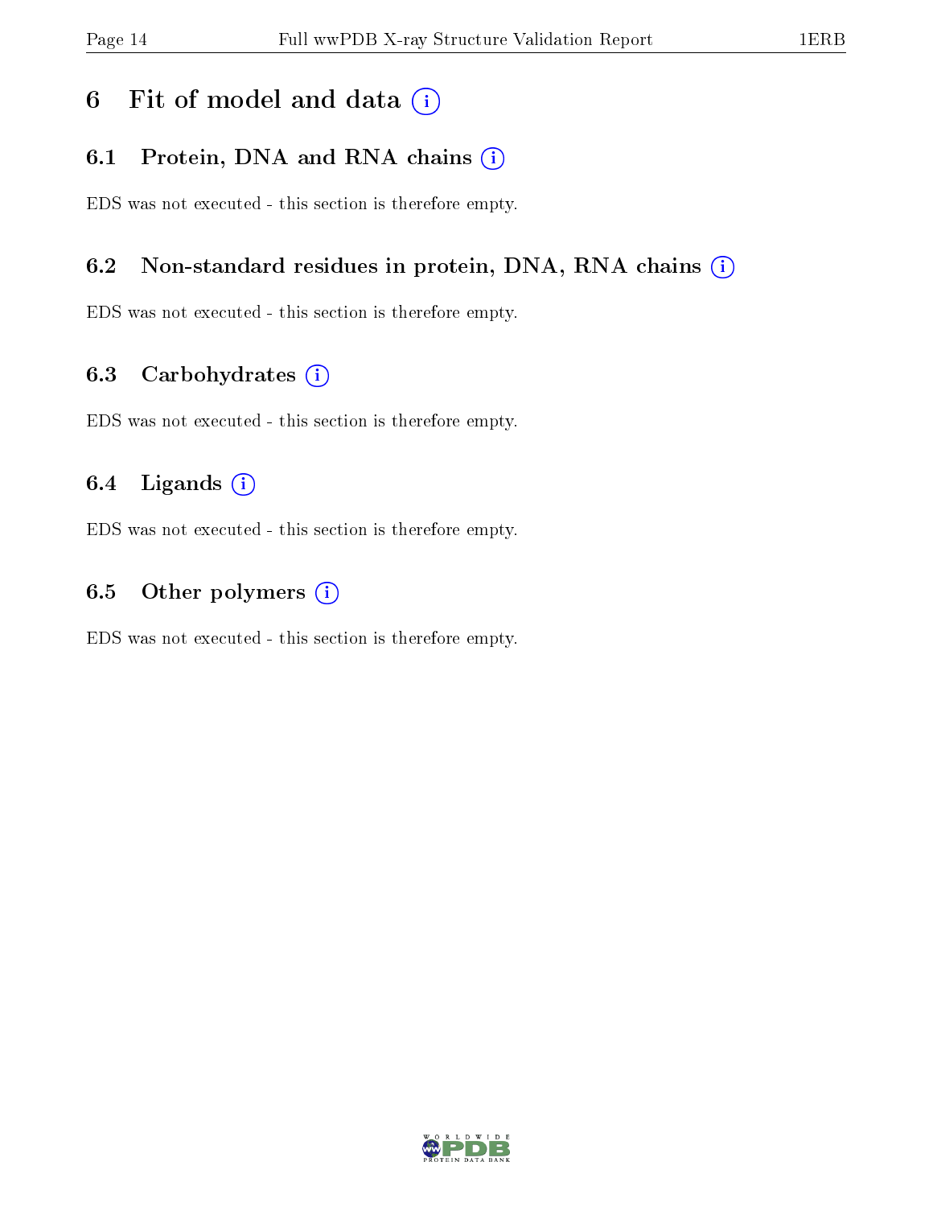# 6 Fit of model and data

## 6.1 Protein, DNA and RNA chains

EDS was not executed - this section is therefore empty.

## 6.2 Non-standard residues in protein, DNA, RNA chains

EDS was not executed - this section is therefore empty.

## 6.3 Carbohydrates

EDS was not executed - this section is therefore empty.

## 6.4 Ligands

EDS was not executed - this section is therefore empty.

## 6.5 Other polymers

EDS was not executed - this section is therefore empty.